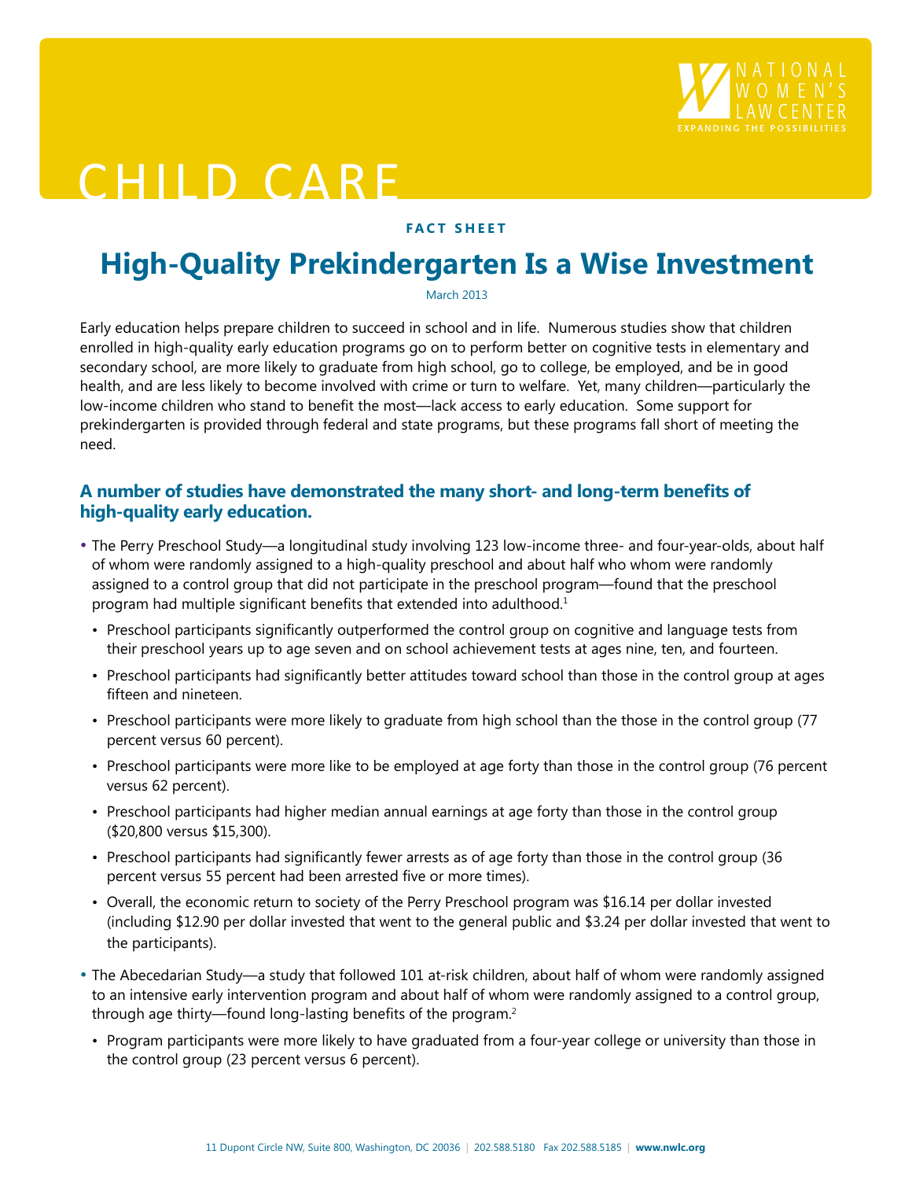CHILD CARE

NATIONAL WOMEN'S LAW CENTER
EXPANDING THE POSSIBILITIES

**FACT SHEET**

# High-Quality Prekindergarten Is a Wise Investment

March 2013

Early education helps prepare children to succeed in school and in life. Numerous studies show that children enrolled in high-quality early education programs go on to perform better on cognitive tests in elementary and secondary school, are more likely to graduate from high school, go to college, be employed, and be in good health, and are less likely to become involved with crime or turn to welfare. Yet, many children—particularly the low-income children who stand to benefit the most—lack access to early education. Some support for prekindergarten is provided through federal and state programs, but these programs fall short of meeting the need.

## A number of studies have demonstrated the many short- and long-term benefits of high-quality early education.

- The Perry Preschool Study—a longitudinal study involving 123 low-income three- and four-year-olds, about half of whom were randomly assigned to a high-quality preschool and about half who whom were randomly assigned to a control group that did not participate in the preschool program—found that the preschool program had multiple significant benefits that extended into adulthood.[1]
  - Preschool participants significantly outperformed the control group on cognitive and language tests from their preschool years up to age seven and on school achievement tests at ages nine, ten, and fourteen.
  - Preschool participants had significantly better attitudes toward school than those in the control group at ages fifteen and nineteen.
  - Preschool participants were more likely to graduate from high school than the those in the control group (77 percent versus 60 percent).
  - Preschool participants were more like to be employed at age forty than those in the control group (76 percent versus 62 percent).
  - Preschool participants had higher median annual earnings at age forty than those in the control group ($20,800 versus $15,300).
  - Preschool participants had significantly fewer arrests as of age forty than those in the control group (36 percent versus 55 percent had been arrested five or more times).
  - Overall, the economic return to society of the Perry Preschool program was $16.14 per dollar invested (including $12.90 per dollar invested that went to the general public and $3.24 per dollar invested that went to the participants).
- The Abecedarian Study—a study that followed 101 at-risk children, about half of whom were randomly assigned to an intensive early intervention program and about half of whom were randomly assigned to a control group, through age thirty—found long-lasting benefits of the program.[2]
  - Program participants were more likely to have graduated from a four-year college or university than those in the control group (23 percent versus 6 percent).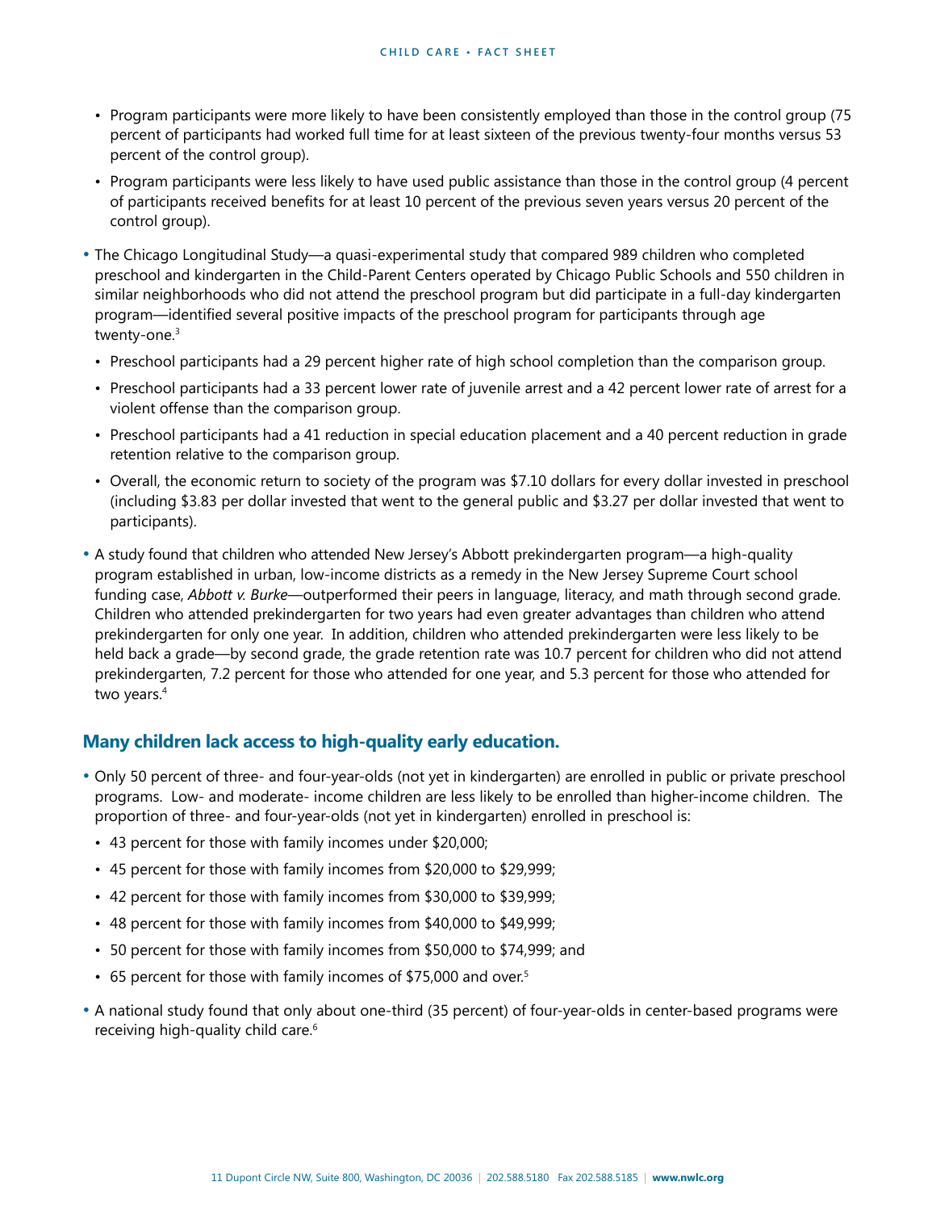- Program participants were more likely to have been consistently employed than those in the control group (75 percent of participants had worked full time for at least sixteen of the previous twenty-four months versus 53 percent of the control group).
- Program participants were less likely to have used public assistance than those in the control group (4 percent of participants received benefits for at least 10 percent of the previous seven years versus 20 percent of the control group).

- The Chicago Longitudinal Study—a quasi-experimental study that compared 989 children who completed preschool and kindergarten in the Child-Parent Centers operated by Chicago Public Schools and 550 children in similar neighborhoods who did not attend the preschool program but did participate in a full-day kindergarten program—identified several positive impacts of the preschool program for participants through age twenty-one.[3]
  - Preschool participants had a 29 percent higher rate of high school completion than the comparison group.
  - Preschool participants had a 33 percent lower rate of juvenile arrest and a 42 percent lower rate of arrest for a violent offense than the comparison group.
  - Preschool participants had a 41 reduction in special education placement and a 40 percent reduction in grade retention relative to the comparison group.
  - Overall, the economic return to society of the program was $7.10 dollars for every dollar invested in preschool (including $3.83 per dollar invested that went to the general public and $3.27 per dollar invested that went to participants).

- A study found that children who attended New Jersey's Abbott prekindergarten program—a high-quality program established in urban, low-income districts as a remedy in the New Jersey Supreme Court school funding case, *Abbott v. Burke*—outperformed their peers in language, literacy, and math through second grade. Children who attended prekindergarten for two years had even greater advantages than children who attend prekindergarten for only one year. In addition, children who attended prekindergarten were less likely to be held back a grade—by second grade, the grade retention rate was 10.7 percent for children who did not attend prekindergarten, 7.2 percent for those who attended for one year, and 5.3 percent for those who attended for two years.[4]

## Many children lack access to high-quality early education.

- Only 50 percent of three- and four-year-olds (not yet in kindergarten) are enrolled in public or private preschool programs. Low- and moderate- income children are less likely to be enrolled than higher-income children. The proportion of three- and four-year-olds (not yet in kindergarten) enrolled in preschool is:
  - 43 percent for those with family incomes under $20,000;
  - 45 percent for those with family incomes from $20,000 to $29,999;
  - 42 percent for those with family incomes from $30,000 to $39,999;
  - 48 percent for those with family incomes from $40,000 to $49,999;
  - 50 percent for those with family incomes from $50,000 to $74,999; and
  - 65 percent for those with family incomes of $75,000 and over.[5]

- A national study found that only about one-third (35 percent) of four-year-olds in center-based programs were receiving high-quality child care.[6]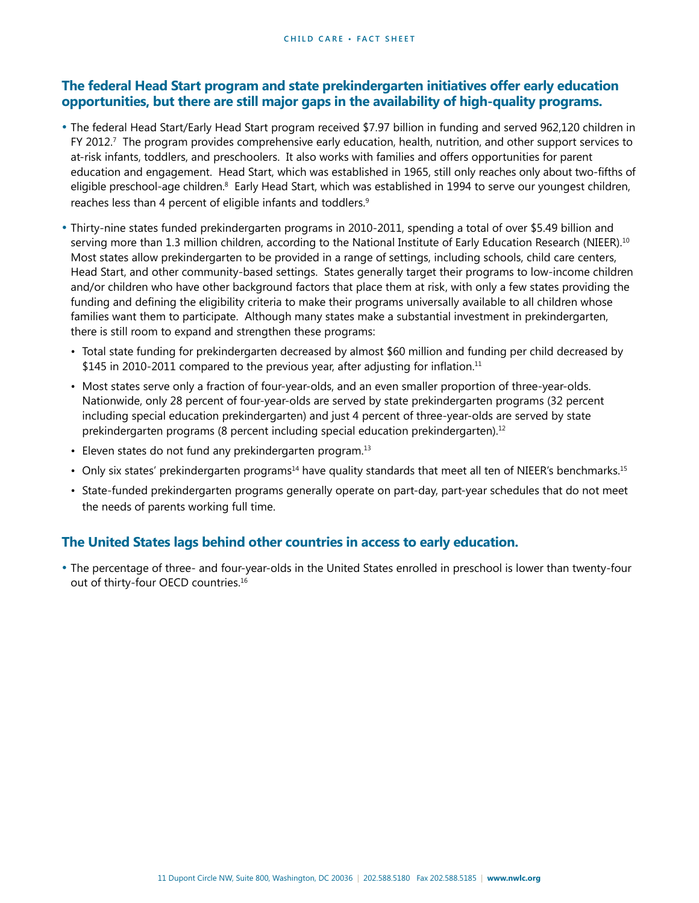## The federal Head Start program and state prekindergarten initiatives offer early education opportunities, but there are still major gaps in the availability of high-quality programs.

- The federal Head Start/Early Head Start program received $7.97 billion in funding and served 962,120 children in FY 2012.[7] The program provides comprehensive early education, health, nutrition, and other support services to at-risk infants, toddlers, and preschoolers. It also works with families and offers opportunities for parent education and engagement. Head Start, which was established in 1965, still only reaches only about two-fifths of eligible preschool-age children.[8] Early Head Start, which was established in 1994 to serve our youngest children, reaches less than 4 percent of eligible infants and toddlers.[9]

- Thirty-nine states funded prekindergarten programs in 2010-2011, spending a total of over $5.49 billion and serving more than 1.3 million children, according to the National Institute of Early Education Research (NIEER).[10] Most states allow prekindergarten to be provided in a range of settings, including schools, child care centers, Head Start, and other community-based settings. States generally target their programs to low-income children and/or children who have other background factors that place them at risk, with only a few states providing the funding and defining the eligibility criteria to make their programs universally available to all children whose families want them to participate. Although many states make a substantial investment in prekindergarten, there is still room to expand and strengthen these programs:
  - Total state funding for prekindergarten decreased by almost $60 million and funding per child decreased by $145 in 2010-2011 compared to the previous year, after adjusting for inflation.[11]
  - Most states serve only a fraction of four-year-olds, and an even smaller proportion of three-year-olds. Nationwide, only 28 percent of four-year-olds are served by state prekindergarten programs (32 percent including special education prekindergarten) and just 4 percent of three-year-olds are served by state prekindergarten programs (8 percent including special education prekindergarten).[12]
  - Eleven states do not fund any prekindergarten program.[13]
  - Only six states' prekindergarten programs[14] have quality standards that meet all ten of NIEER's benchmarks.[15]
  - State-funded prekindergarten programs generally operate on part-day, part-year schedules that do not meet the needs of parents working full time.

## The United States lags behind other countries in access to early education.

- The percentage of three- and four-year-olds in the United States enrolled in preschool is lower than twenty-four out of thirty-four OECD countries.[16]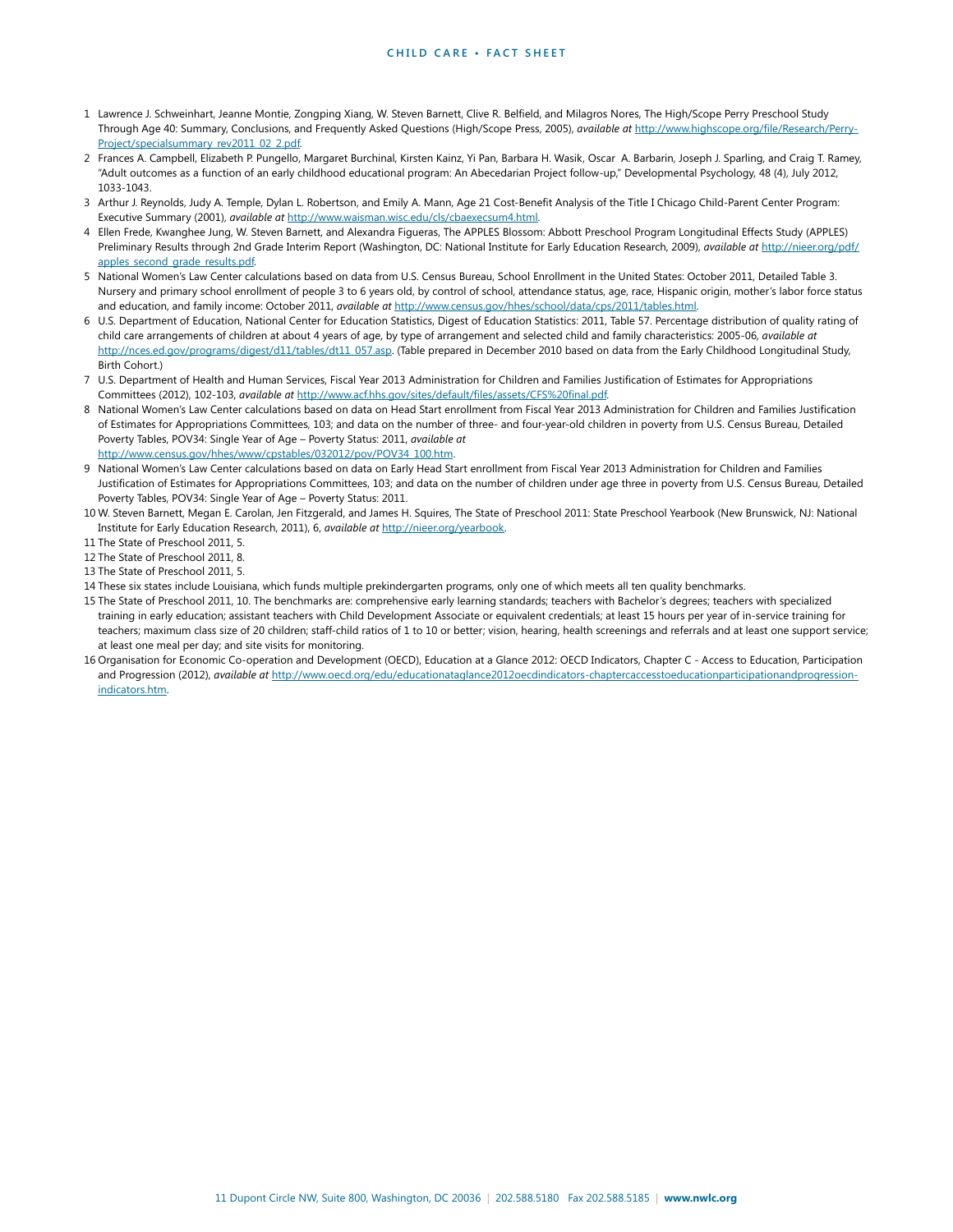1 Lawrence J. Schweinhart, Jeanne Montie, Zongping Xiang, W. Steven Barnett, Clive R. Belfield, and Milagros Nores, The High/Scope Perry Preschool Study Through Age 40: Summary, Conclusions, and Frequently Asked Questions (High/Scope Press, 2005), *available at* http://www.highscope.org/file/Research/PerryProject/specialsummary_rev2011_02_2.pdf.

2 Frances A. Campbell, Elizabeth P. Pungello, Margaret Burchinal, Kirsten Kainz, Yi Pan, Barbara H. Wasik, Oscar A. Barbarin, Joseph J. Sparling, and Craig T. Ramey, "Adult outcomes as a function of an early childhood educational program: An Abecedarian Project follow-up," Developmental Psychology, 48 (4), July 2012, 1033-1043.

3 Arthur J. Reynolds, Judy A. Temple, Dylan L. Robertson, and Emily A. Mann, Age 21 Cost-Benefit Analysis of the Title I Chicago Child-Parent Center Program: Executive Summary (2001), *available at* http://www.waisman.wisc.edu/cls/cbaexecsum4.html.

4 Ellen Frede, Kwanghee Jung, W. Steven Barnett, and Alexandra Figueras, The APPLES Blossom: Abbott Preschool Program Longitudinal Effects Study (APPLES) Preliminary Results through 2nd Grade Interim Report (Washington, DC: National Institute for Early Education Research, 2009), *available at* http://nieer.org/pdf/apples_second_grade_results.pdf.

5 National Women's Law Center calculations based on data from U.S. Census Bureau, School Enrollment in the United States: October 2011, Detailed Table 3. Nursery and primary school enrollment of people 3 to 6 years old, by control of school, attendance status, age, race, Hispanic origin, mother's labor force status and education, and family income: October 2011, *available at* http://www.census.gov/hhes/school/data/cps/2011/tables.html.

6 U.S. Department of Education, National Center for Education Statistics, Digest of Education Statistics: 2011, Table 57. Percentage distribution of quality rating of child care arrangements of children at about 4 years of age, by type of arrangement and selected child and family characteristics: 2005-06, *available at* http://nces.ed.gov/programs/digest/d11/tables/dt11_057.asp. (Table prepared in December 2010 based on data from the Early Childhood Longitudinal Study, Birth Cohort.)

7 U.S. Department of Health and Human Services, Fiscal Year 2013 Administration for Children and Families Justification of Estimates for Appropriations Committees (2012), 102-103, *available at* http://www.acf.hhs.gov/sites/default/files/assets/CFS%20final.pdf.

8 National Women's Law Center calculations based on data on Head Start enrollment from Fiscal Year 2013 Administration for Children and Families Justification of Estimates for Appropriations Committees, 103; and data on the number of three- and four-year-old children in poverty from U.S. Census Bureau, Detailed Poverty Tables, POV34: Single Year of Age – Poverty Status: 2011, *available at* http://www.census.gov/hhes/www/cpstables/032012/pov/POV34_100.htm.

9 National Women's Law Center calculations based on data on Early Head Start enrollment from Fiscal Year 2013 Administration for Children and Families Justification of Estimates for Appropriations Committees, 103; and data on the number of children under age three in poverty from U.S. Census Bureau, Detailed Poverty Tables, POV34: Single Year of Age – Poverty Status: 2011.

10 W. Steven Barnett, Megan E. Carolan, Jen Fitzgerald, and James H. Squires, The State of Preschool 2011: State Preschool Yearbook (New Brunswick, NJ: National Institute for Early Education Research, 2011), 6, *available at* http://nieer.org/yearbook.

11 The State of Preschool 2011, 5.

12 The State of Preschool 2011, 8.

13 The State of Preschool 2011, 5.

14 These six states include Louisiana, which funds multiple prekindergarten programs, only one of which meets all ten quality benchmarks.

15 The State of Preschool 2011, 10. The benchmarks are: comprehensive early learning standards; teachers with Bachelor's degrees; teachers with specialized training in early education; assistant teachers with Child Development Associate or equivalent credentials; at least 15 hours per year of in-service training for teachers; maximum class size of 20 children; staff-child ratios of 1 to 10 or better; vision, hearing, health screenings and referrals and at least one support service; at least one meal per day; and site visits for monitoring.

16 Organisation for Economic Co-operation and Development (OECD), Education at a Glance 2012: OECD Indicators, Chapter C - Access to Education, Participation and Progression (2012), *available at* http://www.oecd.org/edu/educationataglance2012oecdindicators-chaptercaccesstoeducationparticipationandprogression-indicators.htm.